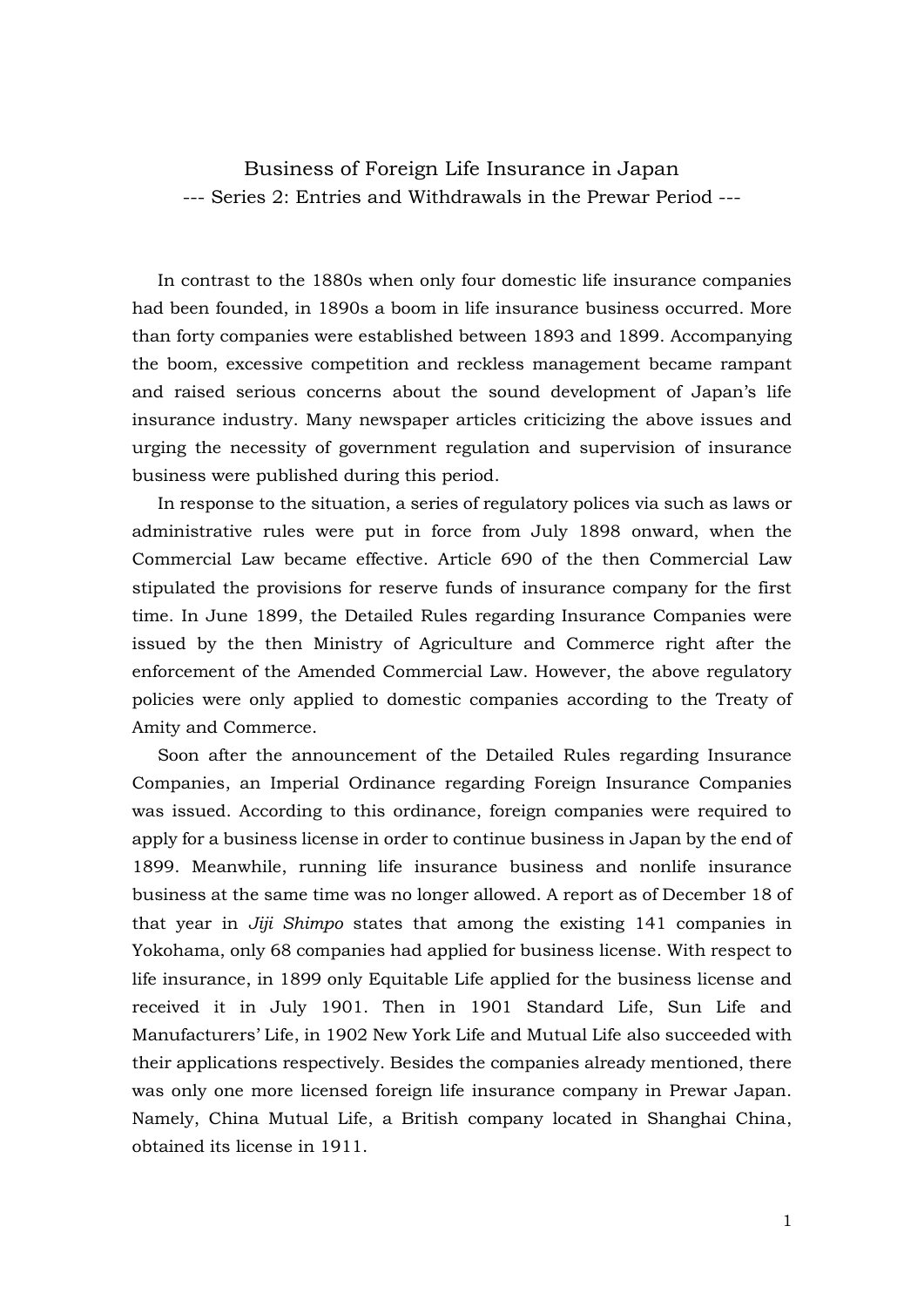# Business of Foreign Life Insurance in Japan

## --- Series 2: Entries and Withdrawals in the Prewar Period ---

In contrast to the 1880s when only four domestic life insurance companies had been founded, in 1890s a boom in life insurance business occurred. More than forty companies were established between 1893 and 1899. Accompanying the boom, excessive competition and reckless management became rampant and raised serious concerns about the sound development of Japan's life insurance industry. Many newspaper articles criticizing the above issues and urging the necessity of government regulation and supervision of insurance business were published during this period.

In response to the situation, a series of regulatory polices via such as laws or administrative rules were put in force from July 1898 onward, when the Commercial Law became effective. Article 690 of the then Commercial Law stipulated the provisions for reserve funds of insurance company for the first time. In June 1899, the Detailed Rules regarding Insurance Companies were issued by the then Ministry of Agriculture and Commerce right after the enforcement of the Amended Commercial Law. However, the above regulatory policies were only applied to domestic companies according to the Treaty of Amity and Commerce.

Soon after the announcement of the Detailed Rules regarding Insurance Companies, an Imperial Ordinance regarding Foreign Insurance Companies was issued. According to this ordinance, foreign companies were required to apply for a business license in order to continue business in Japan by the end of 1899. Meanwhile, running life insurance business and nonlife insurance business at the same time was no longer allowed. A report as of December 18 of that year in *Jiji Shimpo* states that among the existing 141 companies in Yokohama, only 68 companies had applied for business license. With respect to life insurance, in 1899 only Equitable Life applied for the business license and received it in July 1901. Then in 1901 Standard Life, Sun Life and Manufacturers' Life, in 1902 New York Life and Mutual Life also succeeded with their applications respectively. Besides the companies already mentioned, there was only one more licensed foreign life insurance company in Prewar Japan. Namely, China Mutual Life, a British company located in Shanghai China, obtained its license in 1911.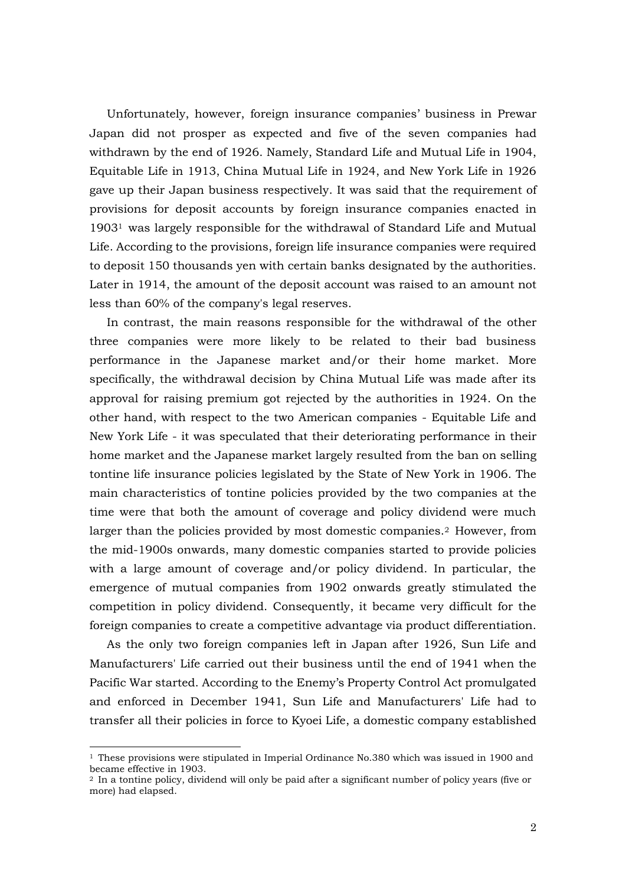Unfortunately, however, foreign insurance companies' business in Prewar Japan did not prosper as expected and five of the seven companies had withdrawn by the end of 1926. Namely, Standard Life and Mutual Life in 1904, Equitable Life in 1913, China Mutual Life in 1924, and New York Life in 1926 gave up their Japan business respectively. It was said that the requirement of provisions for deposit accounts by foreign insurance companies enacted in 1903[1] was largely responsible for the withdrawal of Standard Life and Mutual Life. According to the provisions, foreign life insurance companies were required to deposit 150 thousands yen with certain banks designated by the authorities. Later in 1914, the amount of the deposit account was raised to an amount not less than 60% of the company's legal reserves.

In contrast, the main reasons responsible for the withdrawal of the other three companies were more likely to be related to their bad business performance in the Japanese market and/or their home market. More specifically, the withdrawal decision by China Mutual Life was made after its approval for raising premium got rejected by the authorities in 1924. On the other hand, with respect to the two American companies - Equitable Life and New York Life - it was speculated that their deteriorating performance in their home market and the Japanese market largely resulted from the ban on selling tontine life insurance policies legislated by the State of New York in 1906. The main characteristics of tontine policies provided by the two companies at the time were that both the amount of coverage and policy dividend were much larger than the policies provided by most domestic companies.[2] However, from the mid-1900s onwards, many domestic companies started to provide policies with a large amount of coverage and/or policy dividend. In particular, the emergence of mutual companies from 1902 onwards greatly stimulated the competition in policy dividend. Consequently, it became very difficult for the foreign companies to create a competitive advantage via product differentiation.

As the only two foreign companies left in Japan after 1926, Sun Life and Manufacturers' Life carried out their business until the end of 1941 when the Pacific War started. According to the Enemy's Property Control Act promulgated and enforced in December 1941, Sun Life and Manufacturers' Life had to transfer all their policies in force to Kyoei Life, a domestic company established

---

[1] These provisions were stipulated in Imperial Ordinance No.380 which was issued in 1900 and became effective in 1903.

[2] In a tontine policy, dividend will only be paid after a significant number of policy years (five or more) had elapsed.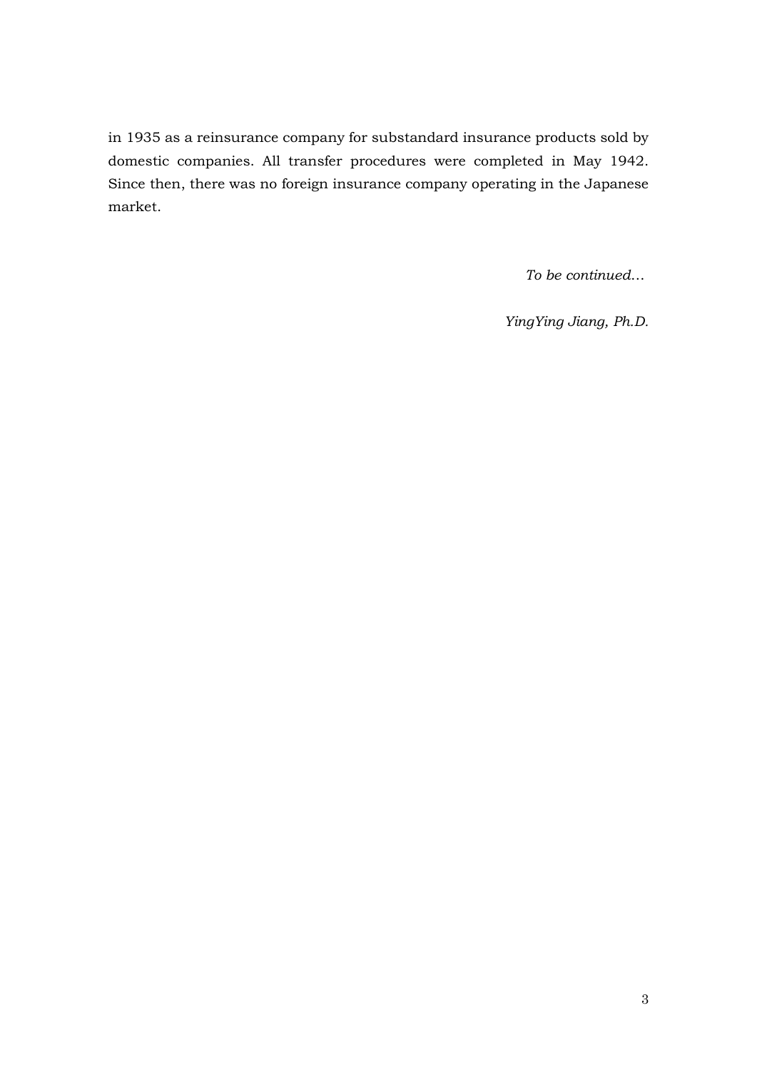in 1935 as a reinsurance company for substandard insurance products sold by domestic companies. All transfer procedures were completed in May 1942. Since then, there was no foreign insurance company operating in the Japanese market.

*To be continued…*

*YingYing Jiang, Ph.D.*